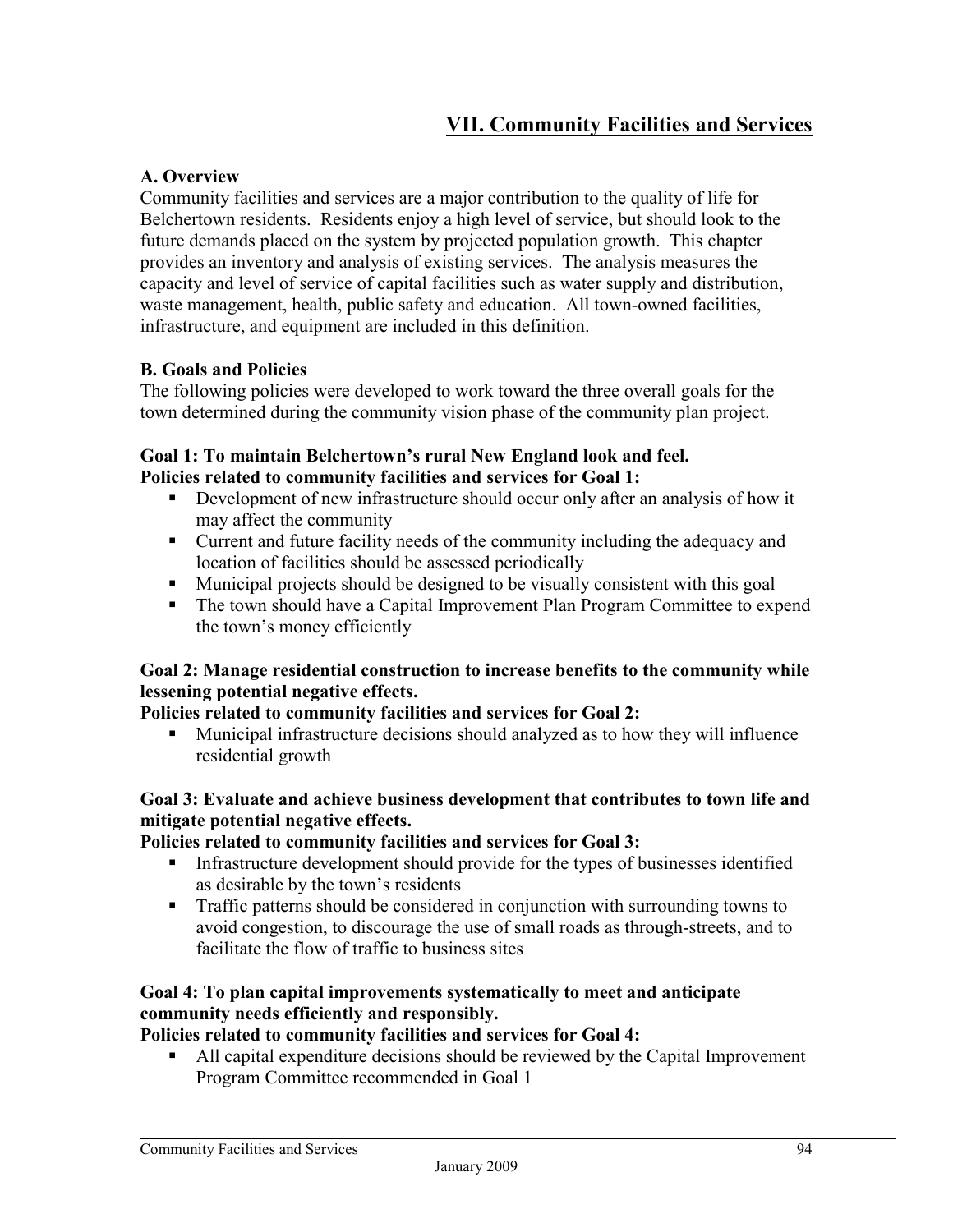# VII. Community Facilities and Services

## A. Overview

Community facilities and services are a major contribution to the quality of life for Belchertown residents. Residents enjoy a high level of service, but should look to the future demands placed on the system by projected population growth. This chapter provides an inventory and analysis of existing services. The analysis measures the capacity and level of service of capital facilities such as water supply and distribution, waste management, health, public safety and education. All town-owned facilities, infrastructure, and equipment are included in this definition.

## B. Goals and Policies

The following policies were developed to work toward the three overall goals for the town determined during the community vision phase of the community plan project.

**Goal 1: To maintain Belchertown's rural New England look and feel.**
**Policies related to community facilities and services for Goal 1:**

- Development of new infrastructure should occur only after an analysis of how it may affect the community
- Current and future facility needs of the community including the adequacy and location of facilities should be assessed periodically
- Municipal projects should be designed to be visually consistent with this goal
- The town should have a Capital Improvement Plan Program Committee to expend the town's money efficiently

**Goal 2: Manage residential construction to increase benefits to the community while lessening potential negative effects.**
**Policies related to community facilities and services for Goal 2:**

- Municipal infrastructure decisions should analyzed as to how they will influence residential growth

**Goal 3: Evaluate and achieve business development that contributes to town life and mitigate potential negative effects.**
**Policies related to community facilities and services for Goal 3:**

- Infrastructure development should provide for the types of businesses identified as desirable by the town's residents
- Traffic patterns should be considered in conjunction with surrounding towns to avoid congestion, to discourage the use of small roads as through-streets, and to facilitate the flow of traffic to business sites

**Goal 4: To plan capital improvements systematically to meet and anticipate community needs efficiently and responsibly.**
**Policies related to community facilities and services for Goal 4:**

- All capital expenditure decisions should be reviewed by the Capital Improvement Program Committee recommended in Goal 1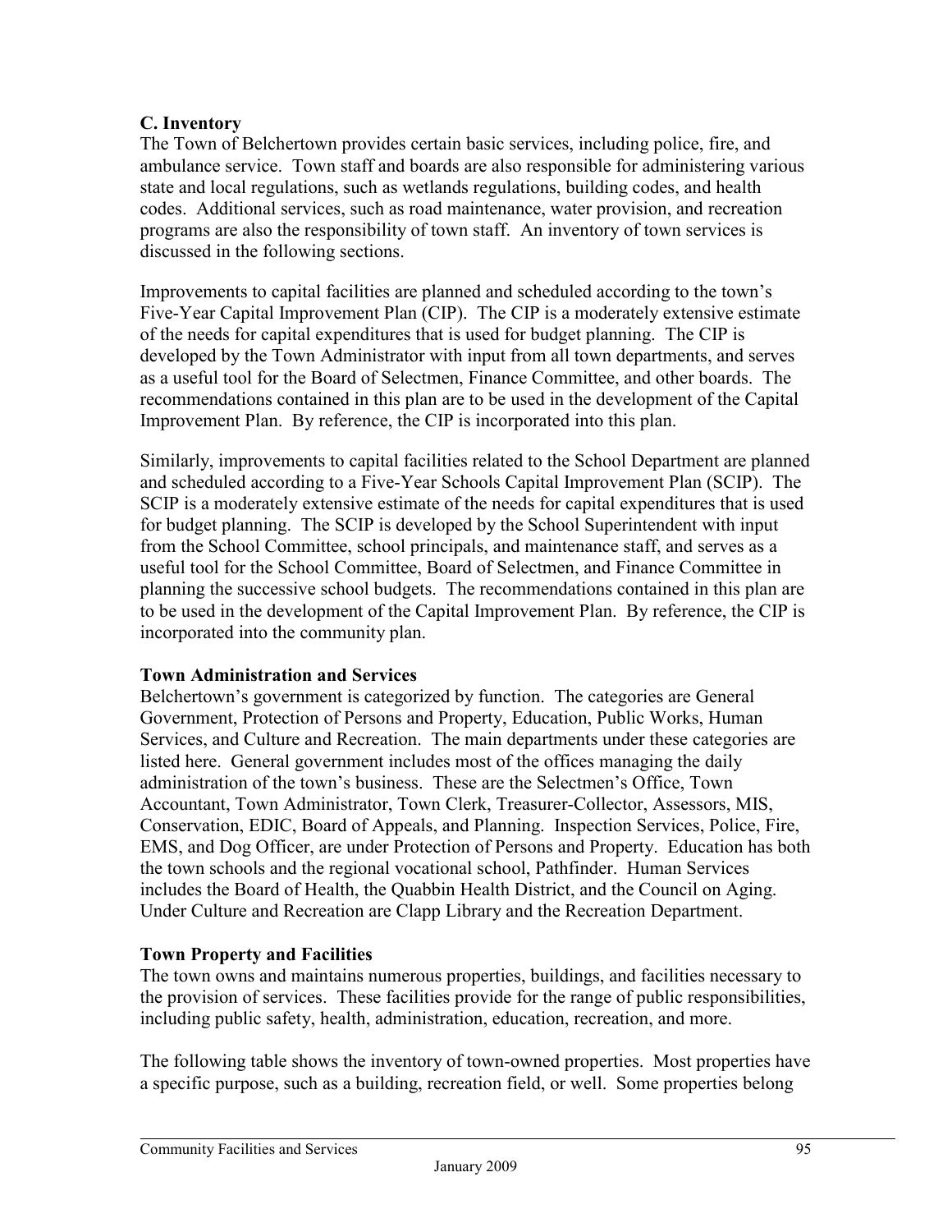## C. Inventory

The Town of Belchertown provides certain basic services, including police, fire, and ambulance service. Town staff and boards are also responsible for administering various state and local regulations, such as wetlands regulations, building codes, and health codes. Additional services, such as road maintenance, water provision, and recreation programs are also the responsibility of town staff. An inventory of town services is discussed in the following sections.

Improvements to capital facilities are planned and scheduled according to the town's Five-Year Capital Improvement Plan (CIP). The CIP is a moderately extensive estimate of the needs for capital expenditures that is used for budget planning. The CIP is developed by the Town Administrator with input from all town departments, and serves as a useful tool for the Board of Selectmen, Finance Committee, and other boards. The recommendations contained in this plan are to be used in the development of the Capital Improvement Plan. By reference, the CIP is incorporated into this plan.

Similarly, improvements to capital facilities related to the School Department are planned and scheduled according to a Five-Year Schools Capital Improvement Plan (SCIP). The SCIP is a moderately extensive estimate of the needs for capital expenditures that is used for budget planning. The SCIP is developed by the School Superintendent with input from the School Committee, school principals, and maintenance staff, and serves as a useful tool for the School Committee, Board of Selectmen, and Finance Committee in planning the successive school budgets. The recommendations contained in this plan are to be used in the development of the Capital Improvement Plan. By reference, the CIP is incorporated into the community plan.

### Town Administration and Services

Belchertown's government is categorized by function. The categories are General Government, Protection of Persons and Property, Education, Public Works, Human Services, and Culture and Recreation. The main departments under these categories are listed here. General government includes most of the offices managing the daily administration of the town's business. These are the Selectmen's Office, Town Accountant, Town Administrator, Town Clerk, Treasurer-Collector, Assessors, MIS, Conservation, EDIC, Board of Appeals, and Planning. Inspection Services, Police, Fire, EMS, and Dog Officer, are under Protection of Persons and Property. Education has both the town schools and the regional vocational school, Pathfinder. Human Services includes the Board of Health, the Quabbin Health District, and the Council on Aging. Under Culture and Recreation are Clapp Library and the Recreation Department.

### Town Property and Facilities

The town owns and maintains numerous properties, buildings, and facilities necessary to the provision of services. These facilities provide for the range of public responsibilities, including public safety, health, administration, education, recreation, and more.

The following table shows the inventory of town-owned properties. Most properties have a specific purpose, such as a building, recreation field, or well. Some properties belong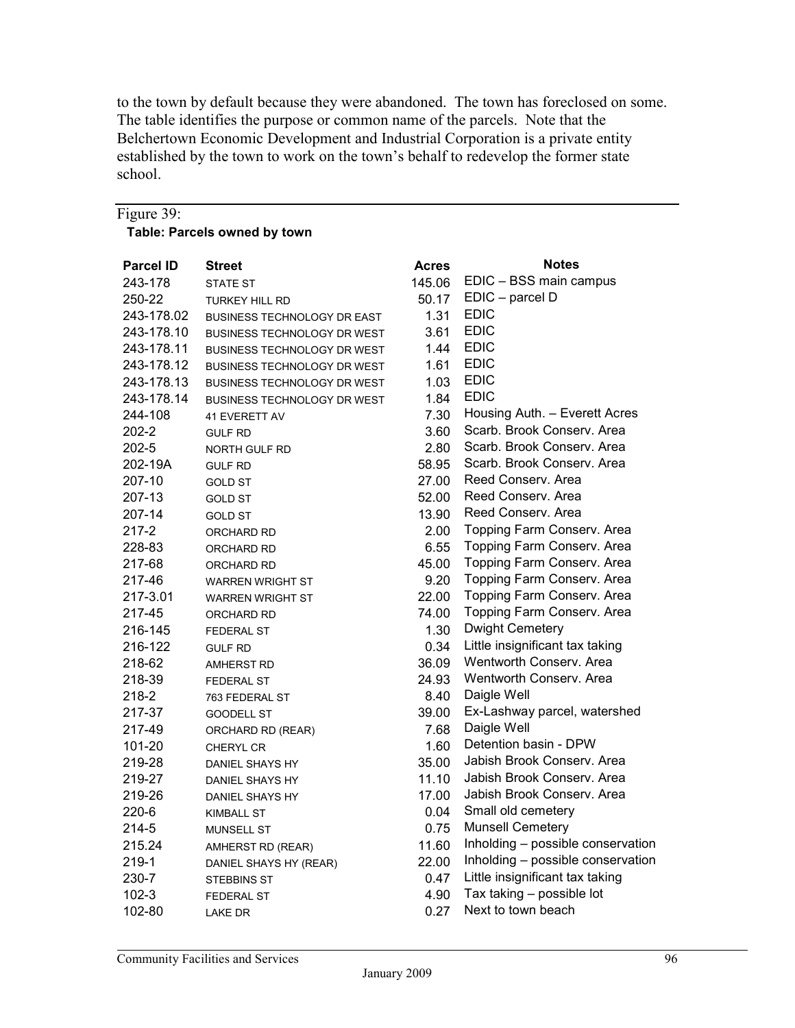to the town by default because they were abandoned. The town has foreclosed on some. The table identifies the purpose or common name of the parcels. Note that the Belchertown Economic Development and Industrial Corporation is a private entity established by the town to work on the town's behalf to redevelop the former state school.

Figure 39:

**Table: Parcels owned by town**

| Parcel ID | Street | Acres | Notes |
|---|---|---|---|
| 243-178 | STATE ST | 145.06 | EDIC – BSS main campus |
| 250-22 | TURKEY HILL RD | 50.17 | EDIC – parcel D |
| 243-178.02 | BUSINESS TECHNOLOGY DR EAST | 1.31 | EDIC |
| 243-178.10 | BUSINESS TECHNOLOGY DR WEST | 3.61 | EDIC |
| 243-178.11 | BUSINESS TECHNOLOGY DR WEST | 1.44 | EDIC |
| 243-178.12 | BUSINESS TECHNOLOGY DR WEST | 1.61 | EDIC |
| 243-178.13 | BUSINESS TECHNOLOGY DR WEST | 1.03 | EDIC |
| 243-178.14 | BUSINESS TECHNOLOGY DR WEST | 1.84 | EDIC |
| 244-108 | 41 EVERETT AV | 7.30 | Housing Auth. – Everett Acres |
| 202-2 | GULF RD | 3.60 | Scarb. Brook Conserv. Area |
| 202-5 | NORTH GULF RD | 2.80 | Scarb. Brook Conserv. Area |
| 202-19A | GULF RD | 58.95 | Scarb. Brook Conserv. Area |
| 207-10 | GOLD ST | 27.00 | Reed Conserv. Area |
| 207-13 | GOLD ST | 52.00 | Reed Conserv. Area |
| 207-14 | GOLD ST | 13.90 | Reed Conserv. Area |
| 217-2 | ORCHARD RD | 2.00 | Topping Farm Conserv. Area |
| 228-83 | ORCHARD RD | 6.55 | Topping Farm Conserv. Area |
| 217-68 | ORCHARD RD | 45.00 | Topping Farm Conserv. Area |
| 217-46 | WARREN WRIGHT ST | 9.20 | Topping Farm Conserv. Area |
| 217-3.01 | WARREN WRIGHT ST | 22.00 | Topping Farm Conserv. Area |
| 217-45 | ORCHARD RD | 74.00 | Topping Farm Conserv. Area |
| 216-145 | FEDERAL ST | 1.30 | Dwight Cemetery |
| 216-122 | GULF RD | 0.34 | Little insignificant tax taking |
| 218-62 | AMHERST RD | 36.09 | Wentworth Conserv. Area |
| 218-39 | FEDERAL ST | 24.93 | Wentworth Conserv. Area |
| 218-2 | 763 FEDERAL ST | 8.40 | Daigle Well |
| 217-37 | GOODELL ST | 39.00 | Ex-Lashway parcel, watershed |
| 217-49 | ORCHARD RD (REAR) | 7.68 | Daigle Well |
| 101-20 | CHERYL CR | 1.60 | Detention basin - DPW |
| 219-28 | DANIEL SHAYS HY | 35.00 | Jabish Brook Conserv. Area |
| 219-27 | DANIEL SHAYS HY | 11.10 | Jabish Brook Conserv. Area |
| 219-26 | DANIEL SHAYS HY | 17.00 | Jabish Brook Conserv. Area |
| 220-6 | KIMBALL ST | 0.04 | Small old cemetery |
| 214-5 | MUNSELL ST | 0.75 | Munsell Cemetery |
| 215.24 | AMHERST RD (REAR) | 11.60 | Inholding – possible conservation |
| 219-1 | DANIEL SHAYS HY (REAR) | 22.00 | Inholding – possible conservation |
| 230-7 | STEBBINS ST | 0.47 | Little insignificant tax taking |
| 102-3 | FEDERAL ST | 4.90 | Tax taking – possible lot |
| 102-80 | LAKE DR | 0.27 | Next to town beach |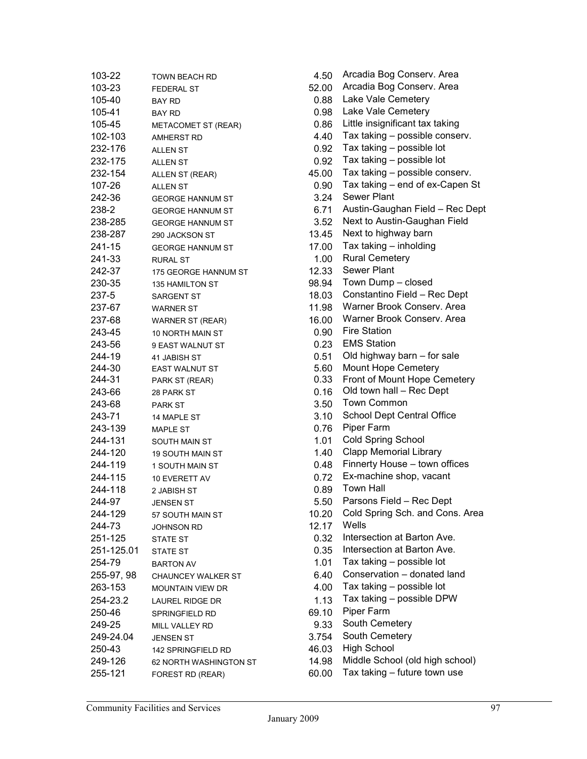| | | | |
|---|---|---|---|
| 103-22 | TOWN BEACH RD | 4.50 | Arcadia Bog Conserv. Area |
| 103-23 | FEDERAL ST | 52.00 | Arcadia Bog Conserv. Area |
| 105-40 | BAY RD | 0.88 | Lake Vale Cemetery |
| 105-41 | BAY RD | 0.98 | Lake Vale Cemetery |
| 105-45 | METACOMET ST (REAR) | 0.86 | Little insignificant tax taking |
| 102-103 | AMHERST RD | 4.40 | Tax taking – possible conserv. |
| 232-176 | ALLEN ST | 0.92 | Tax taking – possible lot |
| 232-175 | ALLEN ST | 0.92 | Tax taking – possible lot |
| 232-154 | ALLEN ST (REAR) | 45.00 | Tax taking – possible conserv. |
| 107-26 | ALLEN ST | 0.90 | Tax taking – end of ex-Capen St |
| 242-36 | GEORGE HANNUM ST | 3.24 | Sewer Plant |
| 238-2 | GEORGE HANNUM ST | 6.71 | Austin-Gaughan Field – Rec Dept |
| 238-285 | GEORGE HANNUM ST | 3.52 | Next to Austin-Gaughan Field |
| 238-287 | 290 JACKSON ST | 13.45 | Next to highway barn |
| 241-15 | GEORGE HANNUM ST | 17.00 | Tax taking – inholding |
| 241-33 | RURAL ST | 1.00 | Rural Cemetery |
| 242-37 | 175 GEORGE HANNUM ST | 12.33 | Sewer Plant |
| 230-35 | 135 HAMILTON ST | 98.94 | Town Dump – closed |
| 237-5 | SARGENT ST | 18.03 | Constantino Field – Rec Dept |
| 237-67 | WARNER ST | 11.98 | Warner Brook Conserv. Area |
| 237-68 | WARNER ST (REAR) | 16.00 | Warner Brook Conserv. Area |
| 243-45 | 10 NORTH MAIN ST | 0.90 | Fire Station |
| 243-56 | 9 EAST WALNUT ST | 0.23 | EMS Station |
| 244-19 | 41 JABISH ST | 0.51 | Old highway barn – for sale |
| 244-30 | EAST WALNUT ST | 5.60 | Mount Hope Cemetery |
| 244-31 | PARK ST (REAR) | 0.33 | Front of Mount Hope Cemetery |
| 243-66 | 28 PARK ST | 0.16 | Old town hall – Rec Dept |
| 243-68 | PARK ST | 3.50 | Town Common |
| 243-71 | 14 MAPLE ST | 3.10 | School Dept Central Office |
| 243-139 | MAPLE ST | 0.76 | Piper Farm |
| 244-131 | SOUTH MAIN ST | 1.01 | Cold Spring School |
| 244-120 | 19 SOUTH MAIN ST | 1.40 | Clapp Memorial Library |
| 244-119 | 1 SOUTH MAIN ST | 0.48 | Finnerty House – town offices |
| 244-115 | 10 EVERETT AV | 0.72 | Ex-machine shop, vacant |
| 244-118 | 2 JABISH ST | 0.89 | Town Hall |
| 244-97 | JENSEN ST | 5.50 | Parsons Field – Rec Dept |
| 244-129 | 57 SOUTH MAIN ST | 10.20 | Cold Spring Sch. and Cons. Area |
| 244-73 | JOHNSON RD | 12.17 | Wells |
| 251-125 | STATE ST | 0.32 | Intersection at Barton Ave. |
| 251-125.01 | STATE ST | 0.35 | Intersection at Barton Ave. |
| 254-79 | BARTON AV | 1.01 | Tax taking – possible lot |
| 255-97, 98 | CHAUNCEY WALKER ST | 6.40 | Conservation – donated land |
| 263-153 | MOUNTAIN VIEW DR | 4.00 | Tax taking – possible lot |
| 254-23.2 | LAUREL RIDGE DR | 1.13 | Tax taking – possible DPW |
| 250-46 | SPRINGFIELD RD | 69.10 | Piper Farm |
| 249-25 | MILL VALLEY RD | 9.33 | South Cemetery |
| 249-24.04 | JENSEN ST | 3.754 | South Cemetery |
| 250-43 | 142 SPRINGFIELD RD | 46.03 | High School |
| 249-126 | 62 NORTH WASHINGTON ST | 14.98 | Middle School (old high school) |
| 255-121 | FOREST RD (REAR) | 60.00 | Tax taking – future town use |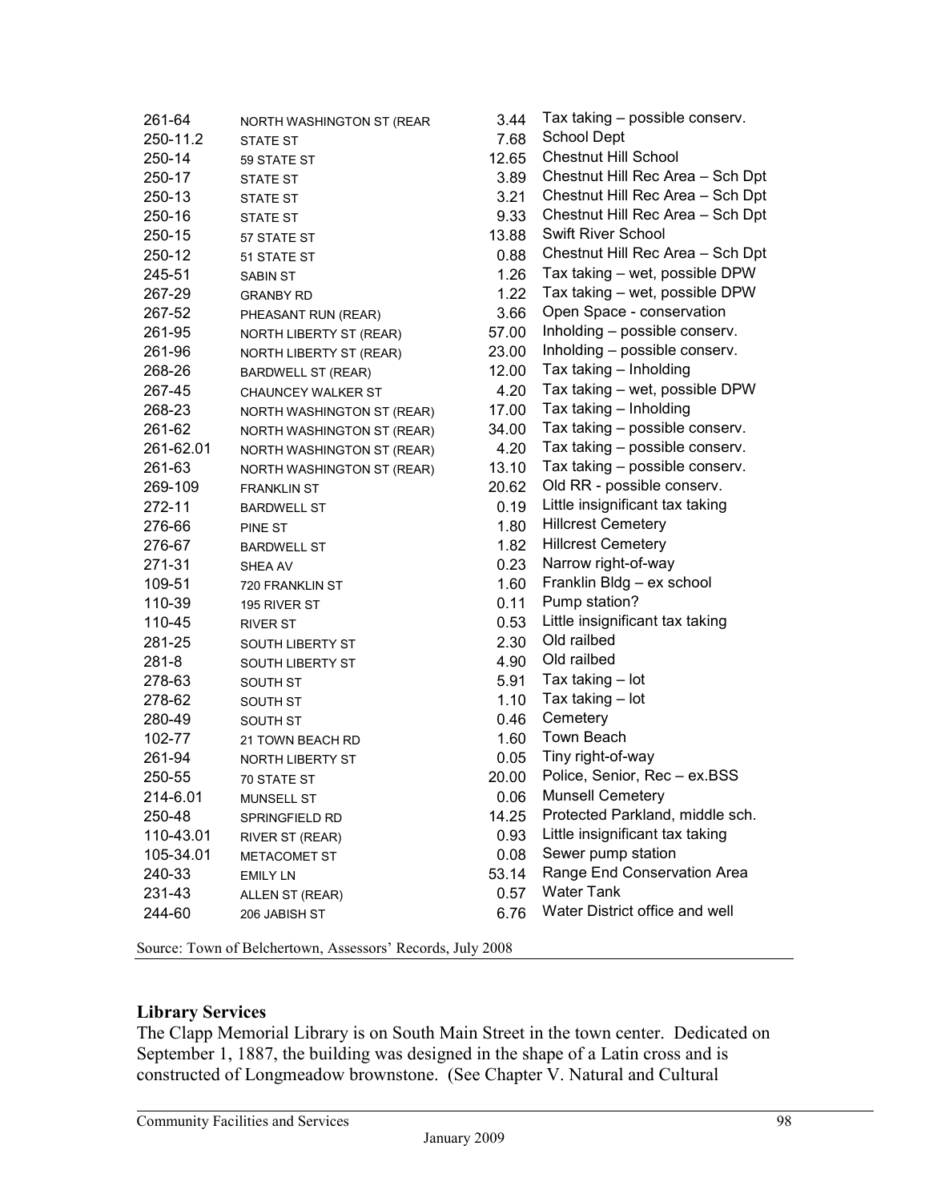| | | | |
|---|---|---|---|
| 261-64 | NORTH WASHINGTON ST (REAR | 3.44 | Tax taking – possible conserv. |
| 250-11.2 | STATE ST | 7.68 | School Dept |
| 250-14 | 59 STATE ST | 12.65 | Chestnut Hill School |
| 250-17 | STATE ST | 3.89 | Chestnut Hill Rec Area – Sch Dpt |
| 250-13 | STATE ST | 3.21 | Chestnut Hill Rec Area – Sch Dpt |
| 250-16 | STATE ST | 9.33 | Chestnut Hill Rec Area – Sch Dpt |
| 250-15 | 57 STATE ST | 13.88 | Swift River School |
| 250-12 | 51 STATE ST | 0.88 | Chestnut Hill Rec Area – Sch Dpt |
| 245-51 | SABIN ST | 1.26 | Tax taking – wet, possible DPW |
| 267-29 | GRANBY RD | 1.22 | Tax taking – wet, possible DPW |
| 267-52 | PHEASANT RUN (REAR) | 3.66 | Open Space - conservation |
| 261-95 | NORTH LIBERTY ST (REAR) | 57.00 | Inholding – possible conserv. |
| 261-96 | NORTH LIBERTY ST (REAR) | 23.00 | Inholding – possible conserv. |
| 268-26 | BARDWELL ST (REAR) | 12.00 | Tax taking – Inholding |
| 267-45 | CHAUNCEY WALKER ST | 4.20 | Tax taking – wet, possible DPW |
| 268-23 | NORTH WASHINGTON ST (REAR) | 17.00 | Tax taking – Inholding |
| 261-62 | NORTH WASHINGTON ST (REAR) | 34.00 | Tax taking – possible conserv. |
| 261-62.01 | NORTH WASHINGTON ST (REAR) | 4.20 | Tax taking – possible conserv. |
| 261-63 | NORTH WASHINGTON ST (REAR) | 13.10 | Tax taking – possible conserv. |
| 269-109 | FRANKLIN ST | 20.62 | Old RR - possible conserv. |
| 272-11 | BARDWELL ST | 0.19 | Little insignificant tax taking |
| 276-66 | PINE ST | 1.80 | Hillcrest Cemetery |
| 276-67 | BARDWELL ST | 1.82 | Hillcrest Cemetery |
| 271-31 | SHEA AV | 0.23 | Narrow right-of-way |
| 109-51 | 720 FRANKLIN ST | 1.60 | Franklin Bldg – ex school |
| 110-39 | 195 RIVER ST | 0.11 | Pump station? |
| 110-45 | RIVER ST | 0.53 | Little insignificant tax taking |
| 281-25 | SOUTH LIBERTY ST | 2.30 | Old railbed |
| 281-8 | SOUTH LIBERTY ST | 4.90 | Old railbed |
| 278-63 | SOUTH ST | 5.91 | Tax taking – lot |
| 278-62 | SOUTH ST | 1.10 | Tax taking – lot |
| 280-49 | SOUTH ST | 0.46 | Cemetery |
| 102-77 | 21 TOWN BEACH RD | 1.60 | Town Beach |
| 261-94 | NORTH LIBERTY ST | 0.05 | Tiny right-of-way |
| 250-55 | 70 STATE ST | 20.00 | Police, Senior, Rec – ex.BSS |
| 214-6.01 | MUNSELL ST | 0.06 | Munsell Cemetery |
| 250-48 | SPRINGFIELD RD | 14.25 | Protected Parkland, middle sch. |
| 110-43.01 | RIVER ST (REAR) | 0.93 | Little insignificant tax taking |
| 105-34.01 | METACOMET ST | 0.08 | Sewer pump station |
| 240-33 | EMILY LN | 53.14 | Range End Conservation Area |
| 231-43 | ALLEN ST (REAR) | 0.57 | Water Tank |
| 244-60 | 206 JABISH ST | 6.76 | Water District office and well |

Source: Town of Belchertown, Assessors' Records, July 2008

**Library Services**

The Clapp Memorial Library is on South Main Street in the town center. Dedicated on September 1, 1887, the building was designed in the shape of a Latin cross and is constructed of Longmeadow brownstone. (See Chapter V. Natural and Cultural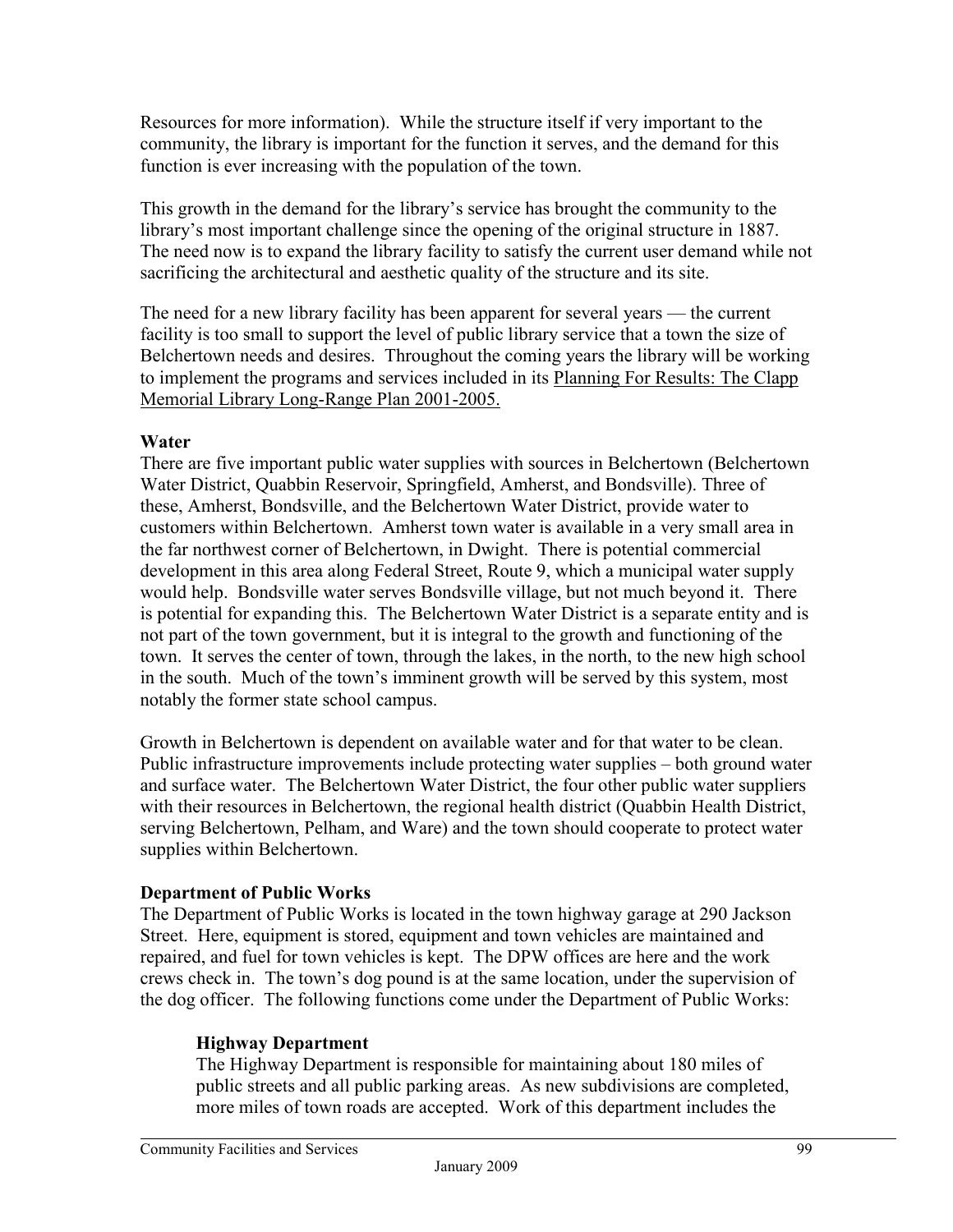Resources for more information). While the structure itself if very important to the community, the library is important for the function it serves, and the demand for this function is ever increasing with the population of the town.

This growth in the demand for the library's service has brought the community to the library's most important challenge since the opening of the original structure in 1887. The need now is to expand the library facility to satisfy the current user demand while not sacrificing the architectural and aesthetic quality of the structure and its site.

The need for a new library facility has been apparent for several years — the current facility is too small to support the level of public library service that a town the size of Belchertown needs and desires. Throughout the coming years the library will be working to implement the programs and services included in its Planning For Results: The Clapp Memorial Library Long-Range Plan 2001-2005.

**Water**

There are five important public water supplies with sources in Belchertown (Belchertown Water District, Quabbin Reservoir, Springfield, Amherst, and Bondsville). Three of these, Amherst, Bondsville, and the Belchertown Water District, provide water to customers within Belchertown. Amherst town water is available in a very small area in the far northwest corner of Belchertown, in Dwight. There is potential commercial development in this area along Federal Street, Route 9, which a municipal water supply would help. Bondsville water serves Bondsville village, but not much beyond it. There is potential for expanding this. The Belchertown Water District is a separate entity and is not part of the town government, but it is integral to the growth and functioning of the town. It serves the center of town, through the lakes, in the north, to the new high school in the south. Much of the town's imminent growth will be served by this system, most notably the former state school campus.

Growth in Belchertown is dependent on available water and for that water to be clean. Public infrastructure improvements include protecting water supplies – both ground water and surface water. The Belchertown Water District, the four other public water suppliers with their resources in Belchertown, the regional health district (Quabbin Health District, serving Belchertown, Pelham, and Ware) and the town should cooperate to protect water supplies within Belchertown.

**Department of Public Works**

The Department of Public Works is located in the town highway garage at 290 Jackson Street. Here, equipment is stored, equipment and town vehicles are maintained and repaired, and fuel for town vehicles is kept. The DPW offices are here and the work crews check in. The town's dog pound is at the same location, under the supervision of the dog officer. The following functions come under the Department of Public Works:

**Highway Department**

The Highway Department is responsible for maintaining about 180 miles of public streets and all public parking areas. As new subdivisions are completed, more miles of town roads are accepted. Work of this department includes the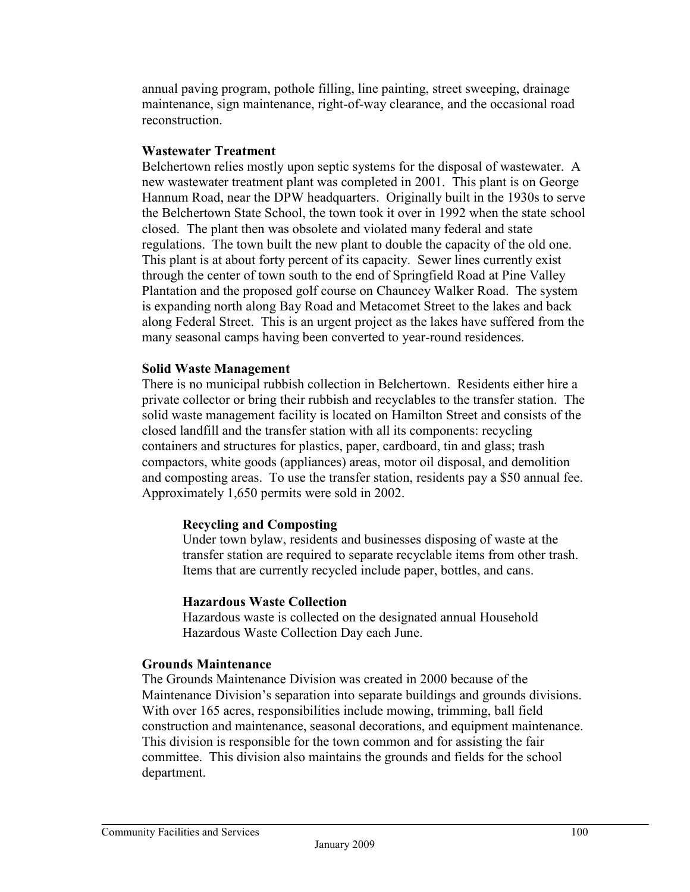annual paving program, pothole filling, line painting, street sweeping, drainage maintenance, sign maintenance, right-of-way clearance, and the occasional road reconstruction.

### Wastewater Treatment

Belchertown relies mostly upon septic systems for the disposal of wastewater. A new wastewater treatment plant was completed in 2001. This plant is on George Hannum Road, near the DPW headquarters. Originally built in the 1930s to serve the Belchertown State School, the town took it over in 1992 when the state school closed. The plant then was obsolete and violated many federal and state regulations. The town built the new plant to double the capacity of the old one. This plant is at about forty percent of its capacity. Sewer lines currently exist through the center of town south to the end of Springfield Road at Pine Valley Plantation and the proposed golf course on Chauncey Walker Road. The system is expanding north along Bay Road and Metacomet Street to the lakes and back along Federal Street. This is an urgent project as the lakes have suffered from the many seasonal camps having been converted to year-round residences.

### Solid Waste Management

There is no municipal rubbish collection in Belchertown. Residents either hire a private collector or bring their rubbish and recyclables to the transfer station. The solid waste management facility is located on Hamilton Street and consists of the closed landfill and the transfer station with all its components: recycling containers and structures for plastics, paper, cardboard, tin and glass; trash compactors, white goods (appliances) areas, motor oil disposal, and demolition and composting areas. To use the transfer station, residents pay a $50 annual fee. Approximately 1,650 permits were sold in 2002.

#### Recycling and Composting

Under town bylaw, residents and businesses disposing of waste at the transfer station are required to separate recyclable items from other trash. Items that are currently recycled include paper, bottles, and cans.

#### Hazardous Waste Collection

Hazardous waste is collected on the designated annual Household Hazardous Waste Collection Day each June.

### Grounds Maintenance

The Grounds Maintenance Division was created in 2000 because of the Maintenance Division's separation into separate buildings and grounds divisions. With over 165 acres, responsibilities include mowing, trimming, ball field construction and maintenance, seasonal decorations, and equipment maintenance. This division is responsible for the town common and for assisting the fair committee. This division also maintains the grounds and fields for the school department.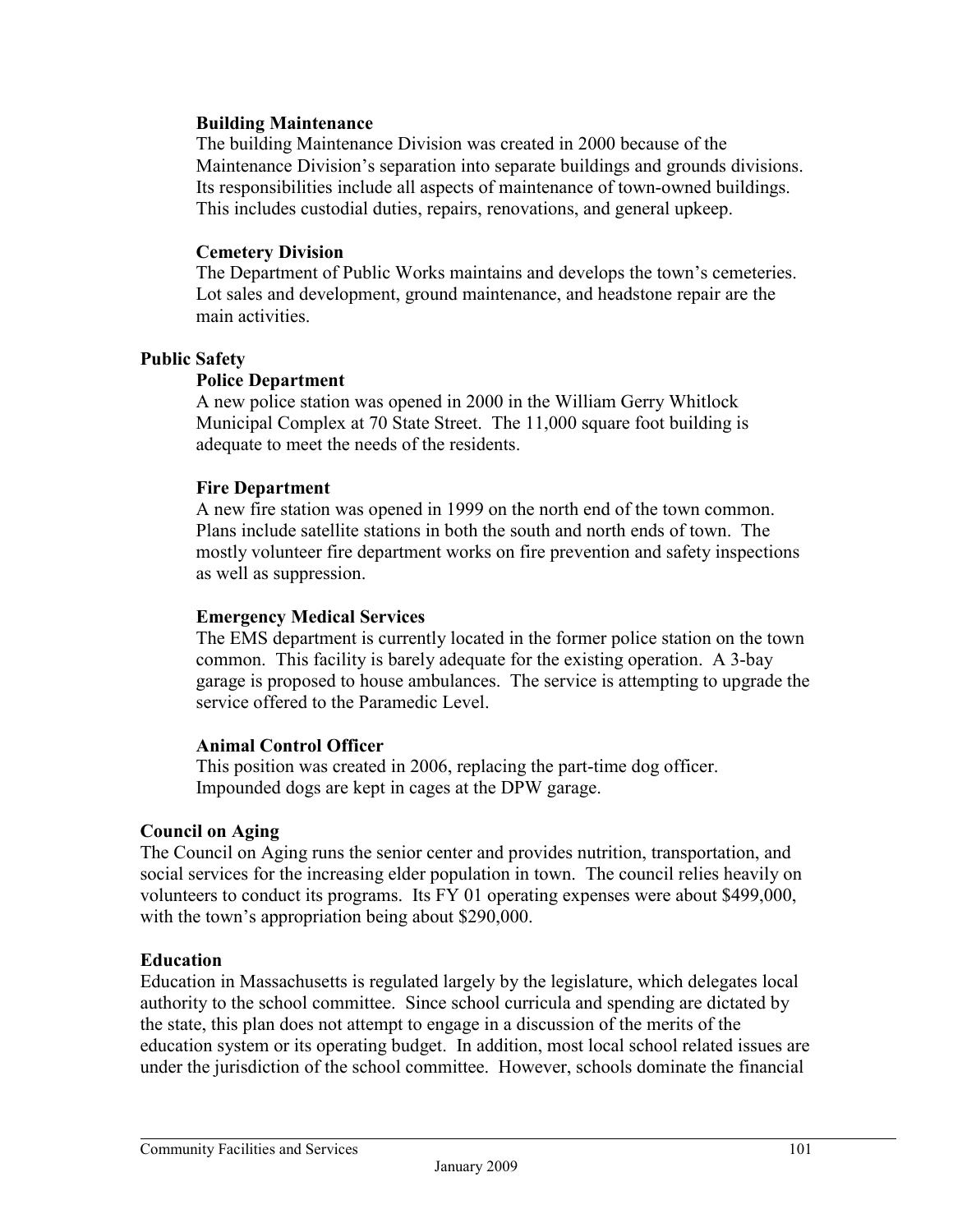### Building Maintenance

The building Maintenance Division was created in 2000 because of the Maintenance Division's separation into separate buildings and grounds divisions. Its responsibilities include all aspects of maintenance of town-owned buildings. This includes custodial duties, repairs, renovations, and general upkeep.

### Cemetery Division

The Department of Public Works maintains and develops the town's cemeteries. Lot sales and development, ground maintenance, and headstone repair are the main activities.

## Public Safety

### Police Department

A new police station was opened in 2000 in the William Gerry Whitlock Municipal Complex at 70 State Street. The 11,000 square foot building is adequate to meet the needs of the residents.

### Fire Department

A new fire station was opened in 1999 on the north end of the town common. Plans include satellite stations in both the south and north ends of town. The mostly volunteer fire department works on fire prevention and safety inspections as well as suppression.

### Emergency Medical Services

The EMS department is currently located in the former police station on the town common. This facility is barely adequate for the existing operation. A 3-bay garage is proposed to house ambulances. The service is attempting to upgrade the service offered to the Paramedic Level.

### Animal Control Officer

This position was created in 2006, replacing the part-time dog officer. Impounded dogs are kept in cages at the DPW garage.

## Council on Aging

The Council on Aging runs the senior center and provides nutrition, transportation, and social services for the increasing elder population in town. The council relies heavily on volunteers to conduct its programs. Its FY 01 operating expenses were about $499,000, with the town's appropriation being about $290,000.

## Education

Education in Massachusetts is regulated largely by the legislature, which delegates local authority to the school committee. Since school curricula and spending are dictated by the state, this plan does not attempt to engage in a discussion of the merits of the education system or its operating budget. In addition, most local school related issues are under the jurisdiction of the school committee. However, schools dominate the financial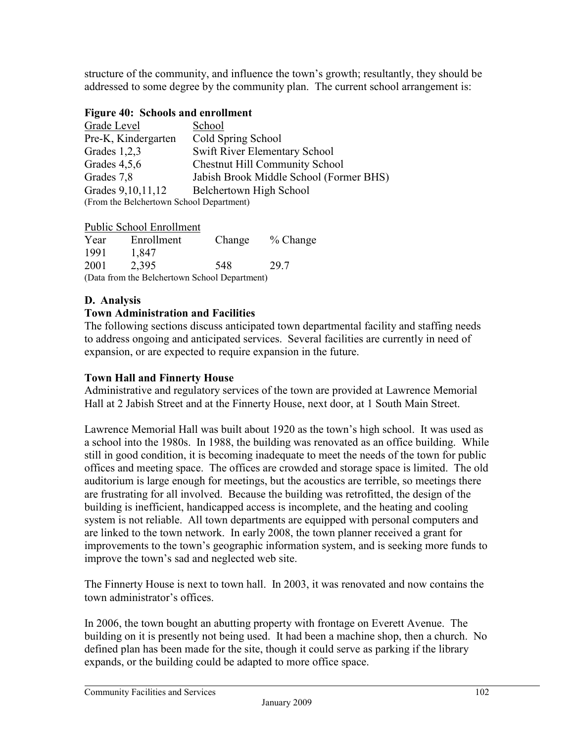structure of the community, and influence the town's growth; resultantly, they should be addressed to some degree by the community plan. The current school arrangement is:

**Figure 40: Schools and enrollment**

| Grade Level | School |
|---|---|
| Pre-K, Kindergarten | Cold Spring School |
| Grades 1,2,3 | Swift River Elementary School |
| Grades 4,5,6 | Chestnut Hill Community School |
| Grades 7,8 | Jabish Brook Middle School (Former BHS) |
| Grades 9,10,11,12 | Belchertown High School |

(From the Belchertown School Department)

Public School Enrollment

| Year | Enrollment | Change | % Change |
|---|---|---|---|
| 1991 | 1,847 | | |
| 2001 | 2,395 | 548 | 29.7 |

(Data from the Belchertown School Department)

### D. Analysis

**Town Administration and Facilities**

The following sections discuss anticipated town departmental facility and staffing needs to address ongoing and anticipated services. Several facilities are currently in need of expansion, or are expected to require expansion in the future.

**Town Hall and Finnerty House**

Administrative and regulatory services of the town are provided at Lawrence Memorial Hall at 2 Jabish Street and at the Finnerty House, next door, at 1 South Main Street.

Lawrence Memorial Hall was built about 1920 as the town's high school. It was used as a school into the 1980s. In 1988, the building was renovated as an office building. While still in good condition, it is becoming inadequate to meet the needs of the town for public offices and meeting space. The offices are crowded and storage space is limited. The old auditorium is large enough for meetings, but the acoustics are terrible, so meetings there are frustrating for all involved. Because the building was retrofitted, the design of the building is inefficient, handicapped access is incomplete, and the heating and cooling system is not reliable. All town departments are equipped with personal computers and are linked to the town network. In early 2008, the town planner received a grant for improvements to the town's geographic information system, and is seeking more funds to improve the town's sad and neglected web site.

The Finnerty House is next to town hall. In 2003, it was renovated and now contains the town administrator's offices.

In 2006, the town bought an abutting property with frontage on Everett Avenue. The building on it is presently not being used. It had been a machine shop, then a church. No defined plan has been made for the site, though it could serve as parking if the library expands, or the building could be adapted to more office space.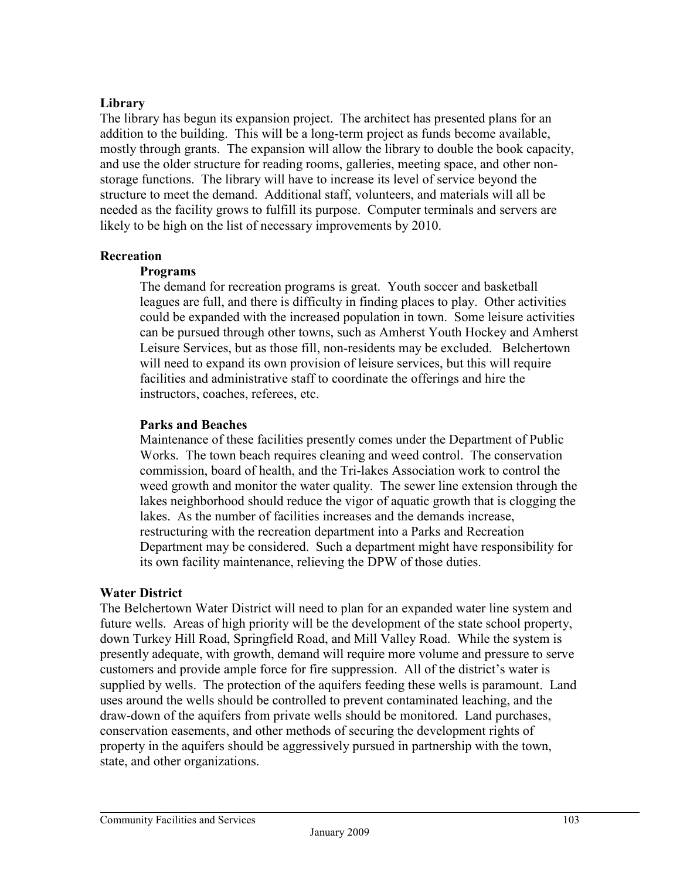**Library**

The library has begun its expansion project. The architect has presented plans for an addition to the building. This will be a long-term project as funds become available, mostly through grants. The expansion will allow the library to double the book capacity, and use the older structure for reading rooms, galleries, meeting space, and other non-storage functions. The library will have to increase its level of service beyond the structure to meet the demand. Additional staff, volunteers, and materials will all be needed as the facility grows to fulfill its purpose. Computer terminals and servers are likely to be high on the list of necessary improvements by 2010.

**Recreation**

**Programs**

The demand for recreation programs is great. Youth soccer and basketball leagues are full, and there is difficulty in finding places to play. Other activities could be expanded with the increased population in town. Some leisure activities can be pursued through other towns, such as Amherst Youth Hockey and Amherst Leisure Services, but as those fill, non-residents may be excluded. Belchertown will need to expand its own provision of leisure services, but this will require facilities and administrative staff to coordinate the offerings and hire the instructors, coaches, referees, etc.

**Parks and Beaches**

Maintenance of these facilities presently comes under the Department of Public Works. The town beach requires cleaning and weed control. The conservation commission, board of health, and the Tri-lakes Association work to control the weed growth and monitor the water quality. The sewer line extension through the lakes neighborhood should reduce the vigor of aquatic growth that is clogging the lakes. As the number of facilities increases and the demands increase, restructuring with the recreation department into a Parks and Recreation Department may be considered. Such a department might have responsibility for its own facility maintenance, relieving the DPW of those duties.

**Water District**

The Belchertown Water District will need to plan for an expanded water line system and future wells. Areas of high priority will be the development of the state school property, down Turkey Hill Road, Springfield Road, and Mill Valley Road. While the system is presently adequate, with growth, demand will require more volume and pressure to serve customers and provide ample force for fire suppression. All of the district's water is supplied by wells. The protection of the aquifers feeding these wells is paramount. Land uses around the wells should be controlled to prevent contaminated leaching, and the draw-down of the aquifers from private wells should be monitored. Land purchases, conservation easements, and other methods of securing the development rights of property in the aquifers should be aggressively pursued in partnership with the town, state, and other organizations.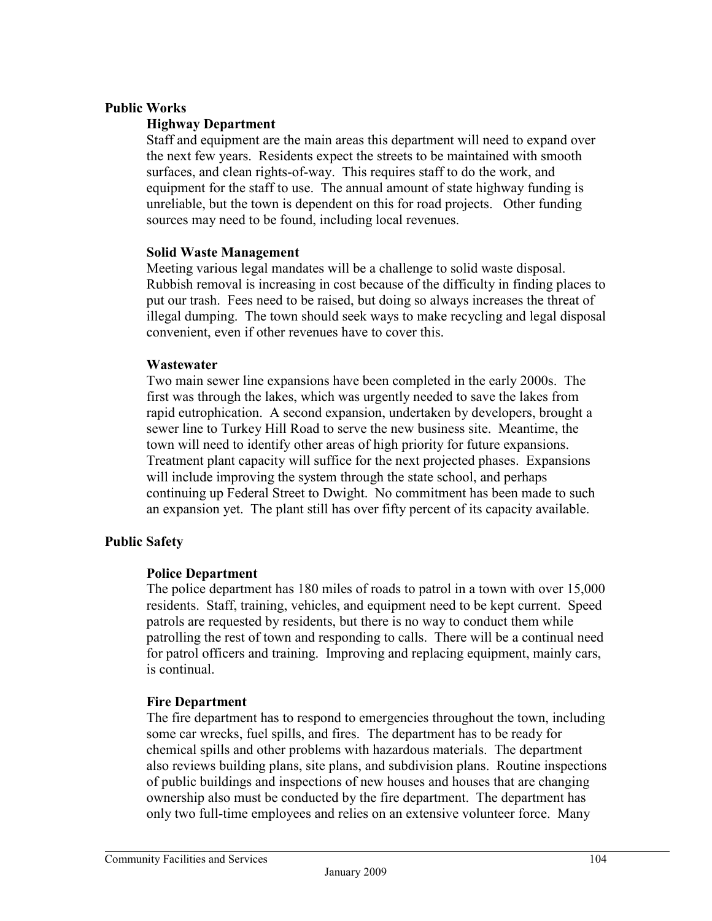## Public Works

### Highway Department

Staff and equipment are the main areas this department will need to expand over the next few years. Residents expect the streets to be maintained with smooth surfaces, and clean rights-of-way. This requires staff to do the work, and equipment for the staff to use. The annual amount of state highway funding is unreliable, but the town is dependent on this for road projects. Other funding sources may need to be found, including local revenues.

### Solid Waste Management

Meeting various legal mandates will be a challenge to solid waste disposal. Rubbish removal is increasing in cost because of the difficulty in finding places to put our trash. Fees need to be raised, but doing so always increases the threat of illegal dumping. The town should seek ways to make recycling and legal disposal convenient, even if other revenues have to cover this.

### Wastewater

Two main sewer line expansions have been completed in the early 2000s. The first was through the lakes, which was urgently needed to save the lakes from rapid eutrophication. A second expansion, undertaken by developers, brought a sewer line to Turkey Hill Road to serve the new business site. Meantime, the town will need to identify other areas of high priority for future expansions. Treatment plant capacity will suffice for the next projected phases. Expansions will include improving the system through the state school, and perhaps continuing up Federal Street to Dwight. No commitment has been made to such an expansion yet. The plant still has over fifty percent of its capacity available.

## Public Safety

### Police Department

The police department has 180 miles of roads to patrol in a town with over 15,000 residents. Staff, training, vehicles, and equipment need to be kept current. Speed patrols are requested by residents, but there is no way to conduct them while patrolling the rest of town and responding to calls. There will be a continual need for patrol officers and training. Improving and replacing equipment, mainly cars, is continual.

### Fire Department

The fire department has to respond to emergencies throughout the town, including some car wrecks, fuel spills, and fires. The department has to be ready for chemical spills and other problems with hazardous materials. The department also reviews building plans, site plans, and subdivision plans. Routine inspections of public buildings and inspections of new houses and houses that are changing ownership also must be conducted by the fire department. The department has only two full-time employees and relies on an extensive volunteer force. Many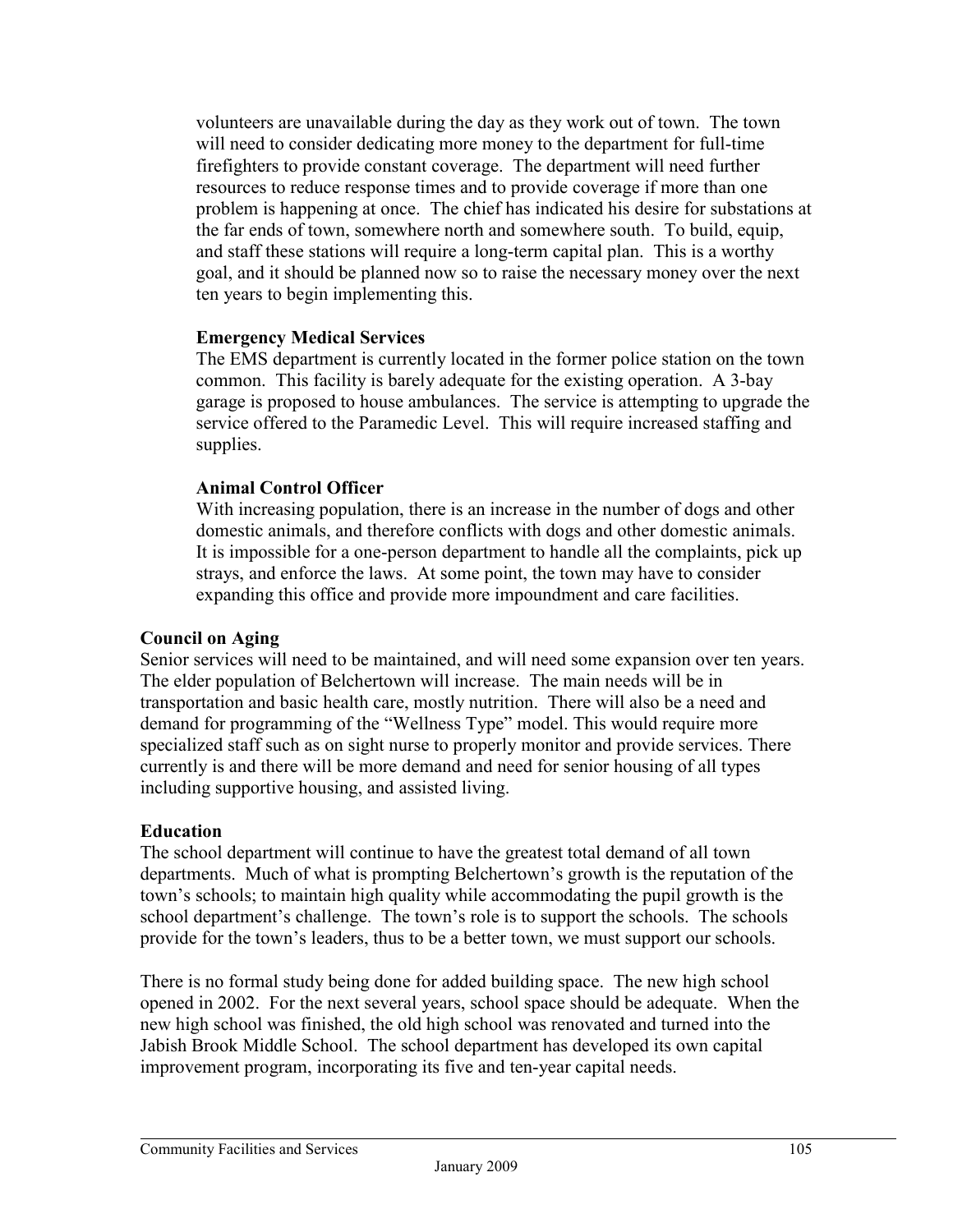volunteers are unavailable during the day as they work out of town. The town will need to consider dedicating more money to the department for full-time firefighters to provide constant coverage. The department will need further resources to reduce response times and to provide coverage if more than one problem is happening at once. The chief has indicated his desire for substations at the far ends of town, somewhere north and somewhere south. To build, equip, and staff these stations will require a long-term capital plan. This is a worthy goal, and it should be planned now so to raise the necessary money over the next ten years to begin implementing this.

**Emergency Medical Services**
The EMS department is currently located in the former police station on the town common. This facility is barely adequate for the existing operation. A 3-bay garage is proposed to house ambulances. The service is attempting to upgrade the service offered to the Paramedic Level. This will require increased staffing and supplies.

**Animal Control Officer**
With increasing population, there is an increase in the number of dogs and other domestic animals, and therefore conflicts with dogs and other domestic animals. It is impossible for a one-person department to handle all the complaints, pick up strays, and enforce the laws. At some point, the town may have to consider expanding this office and provide more impoundment and care facilities.

### Council on Aging

Senior services will need to be maintained, and will need some expansion over ten years. The elder population of Belchertown will increase. The main needs will be in transportation and basic health care, mostly nutrition. There will also be a need and demand for programming of the "Wellness Type" model. This would require more specialized staff such as on sight nurse to properly monitor and provide services. There currently is and there will be more demand and need for senior housing of all types including supportive housing, and assisted living.

### Education

The school department will continue to have the greatest total demand of all town departments. Much of what is prompting Belchertown's growth is the reputation of the town's schools; to maintain high quality while accommodating the pupil growth is the school department's challenge. The town's role is to support the schools. The schools provide for the town's leaders, thus to be a better town, we must support our schools.

There is no formal study being done for added building space. The new high school opened in 2002. For the next several years, school space should be adequate. When the new high school was finished, the old high school was renovated and turned into the Jabish Brook Middle School. The school department has developed its own capital improvement program, incorporating its five and ten-year capital needs.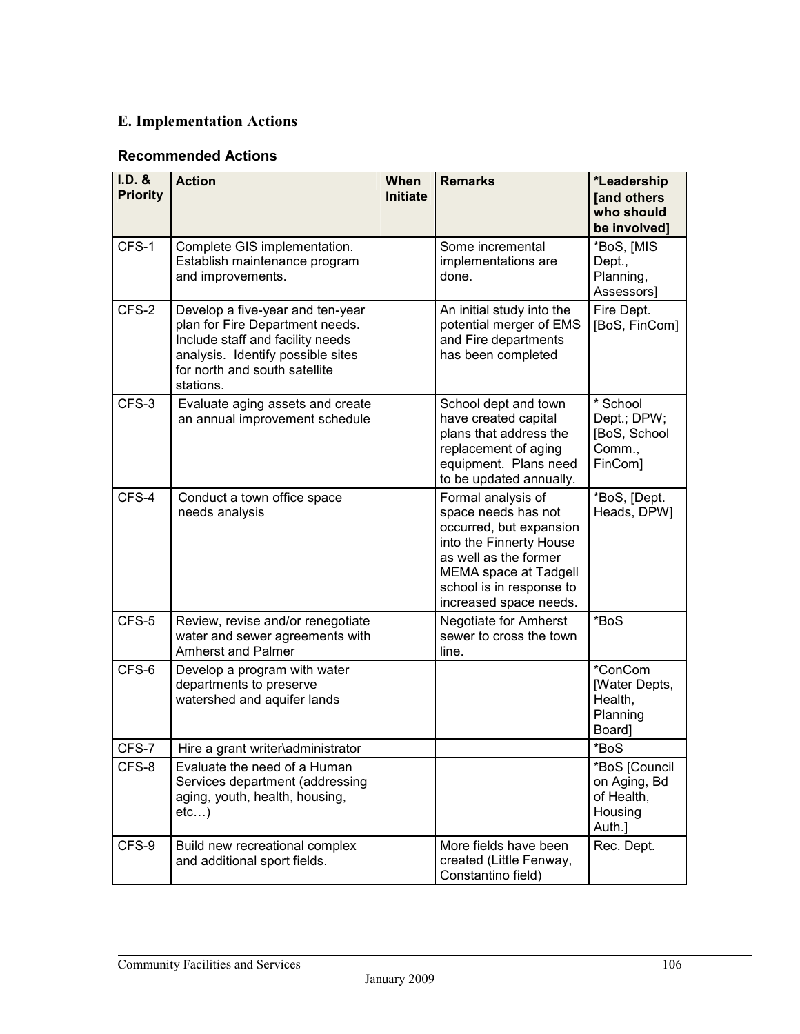## E. Implementation Actions

### Recommended Actions

| I.D. & Priority | Action | When Initiate | Remarks | *Leadership [and others who should be involved] |
|---|---|---|---|---|
| CFS-1 | Complete GIS implementation. Establish maintenance program and improvements. | | Some incremental implementations are done. | *BoS, [MIS Dept., Planning, Assessors] |
| CFS-2 | Develop a five-year and ten-year plan for Fire Department needs. Include staff and facility needs analysis. Identify possible sites for north and south satellite stations. | | An initial study into the potential merger of EMS and Fire departments has been completed | Fire Dept. [BoS, FinCom] |
| CFS-3 | Evaluate aging assets and create an annual improvement schedule | | School dept and town have created capital plans that address the replacement of aging equipment. Plans need to be updated annually. | * School Dept.; DPW; [BoS, School Comm., FinCom] |
| CFS-4 | Conduct a town office space needs analysis | | Formal analysis of space needs has not occurred, but expansion into the Finnerty House as well as the former MEMA space at Tadgell school is in response to increased space needs. | *BoS, [Dept. Heads, DPW] |
| CFS-5 | Review, revise and/or renegotiate water and sewer agreements with Amherst and Palmer | | Negotiate for Amherst sewer to cross the town line. | *BoS |
| CFS-6 | Develop a program with water departments to preserve watershed and aquifer lands | | | *ConCom [Water Depts, Health, Planning Board] |
| CFS-7 | Hire a grant writer\administrator | | | *BoS |
| CFS-8 | Evaluate the need of a Human Services department (addressing aging, youth, health, housing, etc…) | | | *BoS [Council on Aging, Bd of Health, Housing Auth.] |
| CFS-9 | Build new recreational complex and additional sport fields. | | More fields have been created (Little Fenway, Constantino field) | Rec. Dept. |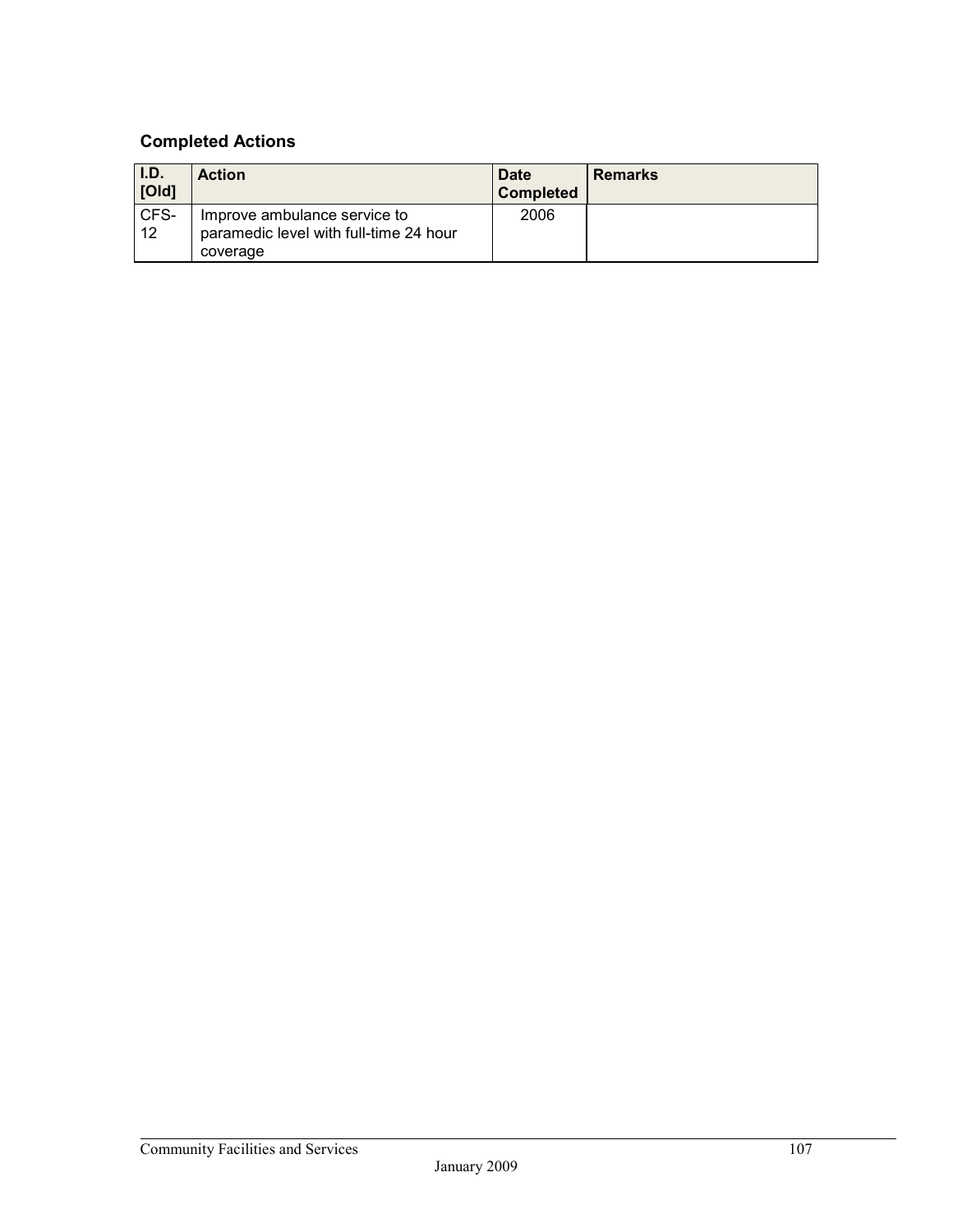### Completed Actions

| I.D. [Old] | Action | Date Completed | Remarks |
|---|---|---|---|
| CFS-12 | Improve ambulance service to paramedic level with full-time 24 hour coverage | 2006 | |